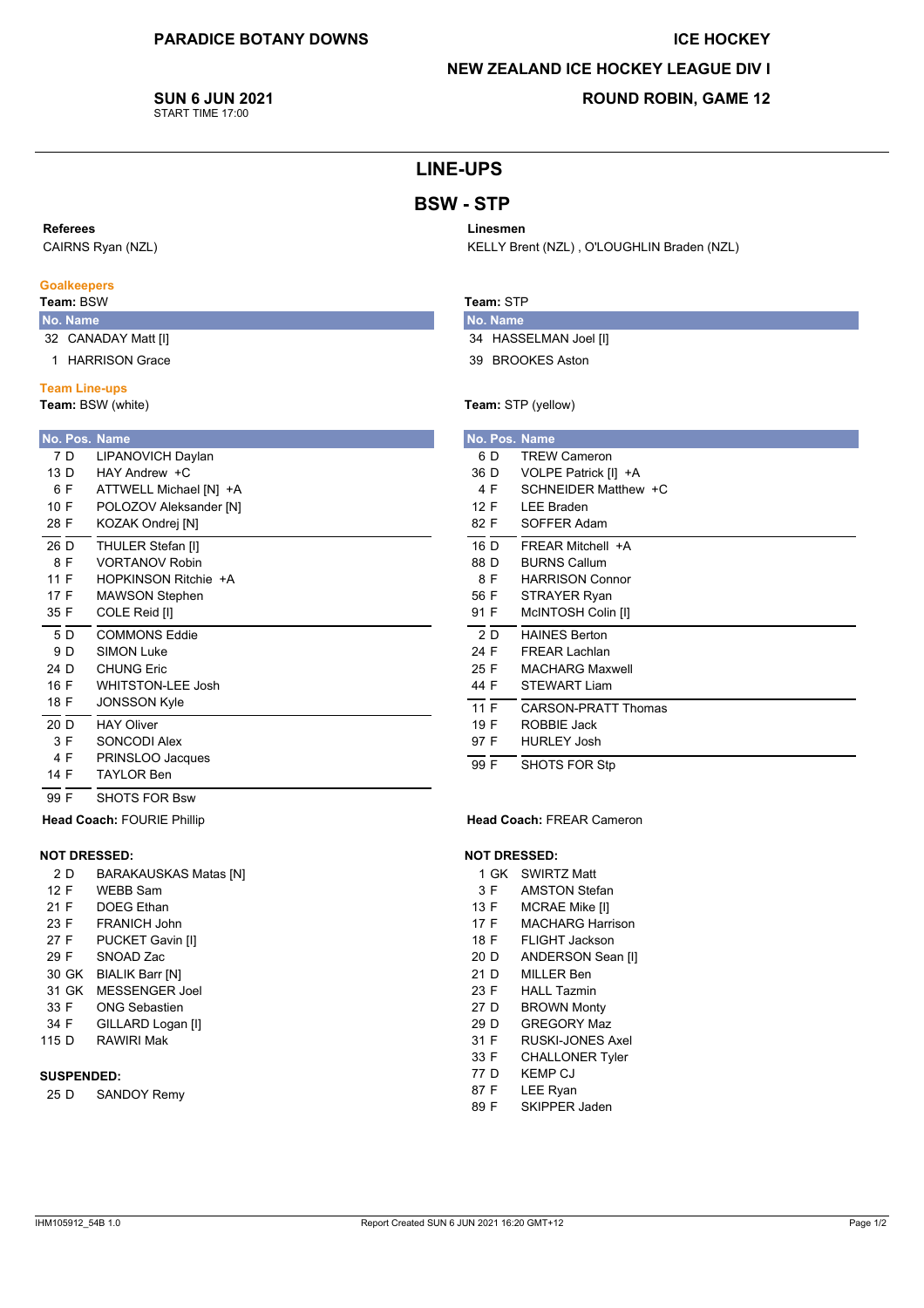**PARADICE BOTANY DOWNS**

**ICE HOCKEY**

**NEW ZEALAND ICE HOCKEY LEAGUE DIV I**

**SUN 6 JUN 2021**
START TIME 17:00

**ROUND ROBIN, GAME 12**

# LINE-UPS

## BSW - STP

**Referees**
CAIRNS Ryan (NZL)

**Linesmen**
KELLY Brent (NZL) , O'LOUGHLIN Braden (NZL)

### Goalkeepers

**Team:** BSW

| No. | Name |
|---|---|
| 32 | CANADAY Matt [I] |
| 1 | HARRISON Grace |

**Team:** STP

| No. | Name |
|---|---|
| 34 | HASSELMAN Joel [I] |
| 39 | BROOKES Aston |

### Team Line-ups

**Team:** BSW (white)

| No. | Pos. | Name |
|---|---|---|
| 7 | D | LIPANOVICH Daylan |
| 13 | D | HAY Andrew +C |
| 6 | F | ATTWELL Michael [N] +A |
| 10 | F | POLOZOV Aleksander [N] |
| 28 | F | KOZAK Ondrej [N] |
| 26 | D | THULER Stefan [I] |
| 8 | F | VORTANOV Robin |
| 11 | F | HOPKINSON Ritchie +A |
| 17 | F | MAWSON Stephen |
| 35 | F | COLE Reid [I] |
| 5 | D | COMMONS Eddie |
| 9 | D | SIMON Luke |
| 24 | D | CHUNG Eric |
| 16 | F | WHITSTON-LEE Josh |
| 18 | F | JONSSON Kyle |
| 20 | D | HAY Oliver |
| 3 | F | SONCODI Alex |
| 4 | F | PRINSLOO Jacques |
| 14 | F | TAYLOR Ben |
| 99 | F | SHOTS FOR Bsw |

**Head Coach:** FOURIE Phillip

**NOT DRESSED:**

| No. | Pos. | Name |
|---|---|---|
| 2 | D | BARAKAUSKAS Matas [N] |
| 12 | F | WEBB Sam |
| 21 | F | DOEG Ethan |
| 23 | F | FRANICH John |
| 27 | F | PUCKET Gavin [I] |
| 29 | F | SNOAD Zac |
| 30 | GK | BIALIK Barr [N] |
| 31 | GK | MESSENGER Joel |
| 33 | F | ONG Sebastien |
| 34 | F | GILLARD Logan [I] |
| 115 | D | RAWIRI Mak |

**SUSPENDED:**

| No. | Pos. | Name |
|---|---|---|
| 25 | D | SANDOY Remy |

**Team:** STP (yellow)

| No. | Pos. | Name |
|---|---|---|
| 6 | D | TREW Cameron |
| 36 | D | VOLPE Patrick [I] +A |
| 4 | F | SCHNEIDER Matthew +C |
| 12 | F | LEE Braden |
| 82 | F | SOFFER Adam |
| 16 | D | FREAR Mitchell +A |
| 88 | D | BURNS Callum |
| 8 | F | HARRISON Connor |
| 56 | F | STRAYER Ryan |
| 91 | F | McINTOSH Colin [I] |
| 2 | D | HAINES Berton |
| 24 | F | FREAR Lachlan |
| 25 | F | MACHARG Maxwell |
| 44 | F | STEWART Liam |
| 11 | F | CARSON-PRATT Thomas |
| 19 | F | ROBBIE Jack |
| 97 | F | HURLEY Josh |
| 99 | F | SHOTS FOR Stp |

**Head Coach:** FREAR Cameron

**NOT DRESSED:**

| No. | Pos. | Name |
|---|---|---|
| 1 | GK | SWIRTZ Matt |
| 3 | F | AMSTON Stefan |
| 13 | F | MCRAE Mike [I] |
| 17 | F | MACHARG Harrison |
| 18 | F | FLIGHT Jackson |
| 20 | D | ANDERSON Sean [I] |
| 21 | D | MILLER Ben |
| 23 | F | HALL Tazmin |
| 27 | D | BROWN Monty |
| 29 | D | GREGORY Maz |
| 31 | F | RUSKI-JONES Axel |
| 33 | F | CHALLONER Tyler |
| 77 | D | KEMP CJ |
| 87 | F | LEE Ryan |
| 89 | F | SKIPPER Jaden |

IHM105912_54B 1.0 — Report Created SUN 6 JUN 2021 16:20 GMT+12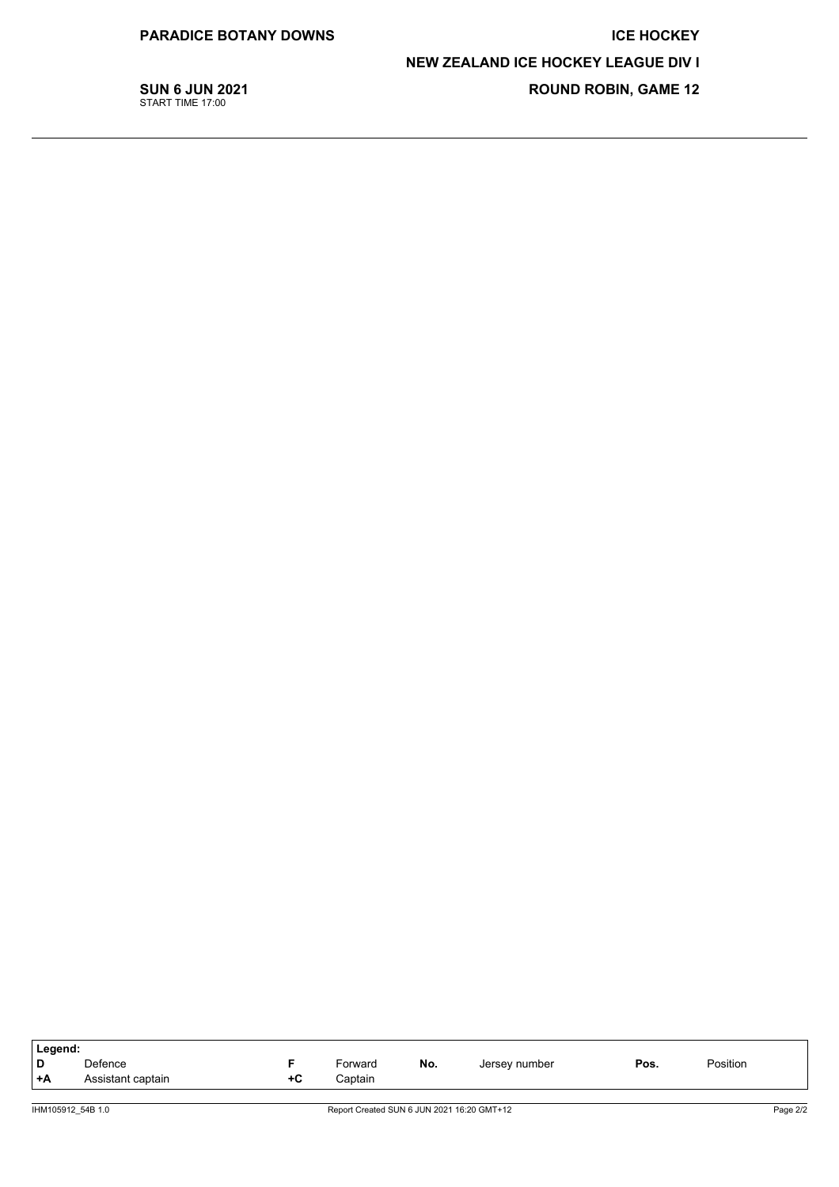**PARADICE BOTANY DOWNS**

**ICE HOCKEY**

**NEW ZEALAND ICE HOCKEY LEAGUE DIV I**

**SUN 6 JUN 2021**
START TIME 17:00

**ROUND ROBIN, GAME 12**

| | | | | | | | |
|---|---|---|---|---|---|---|---|
| **Legend:** | | | | | | | |
| **D** | Defence | **F** | Forward | **No.** | Jersey number | **Pos.** | Position |
| **+A** | Assistant captain | **+C** | Captain | | | | |

IHM105912_54B 1.0

Report Created SUN 6 JUN 2021 16:20 GMT+12